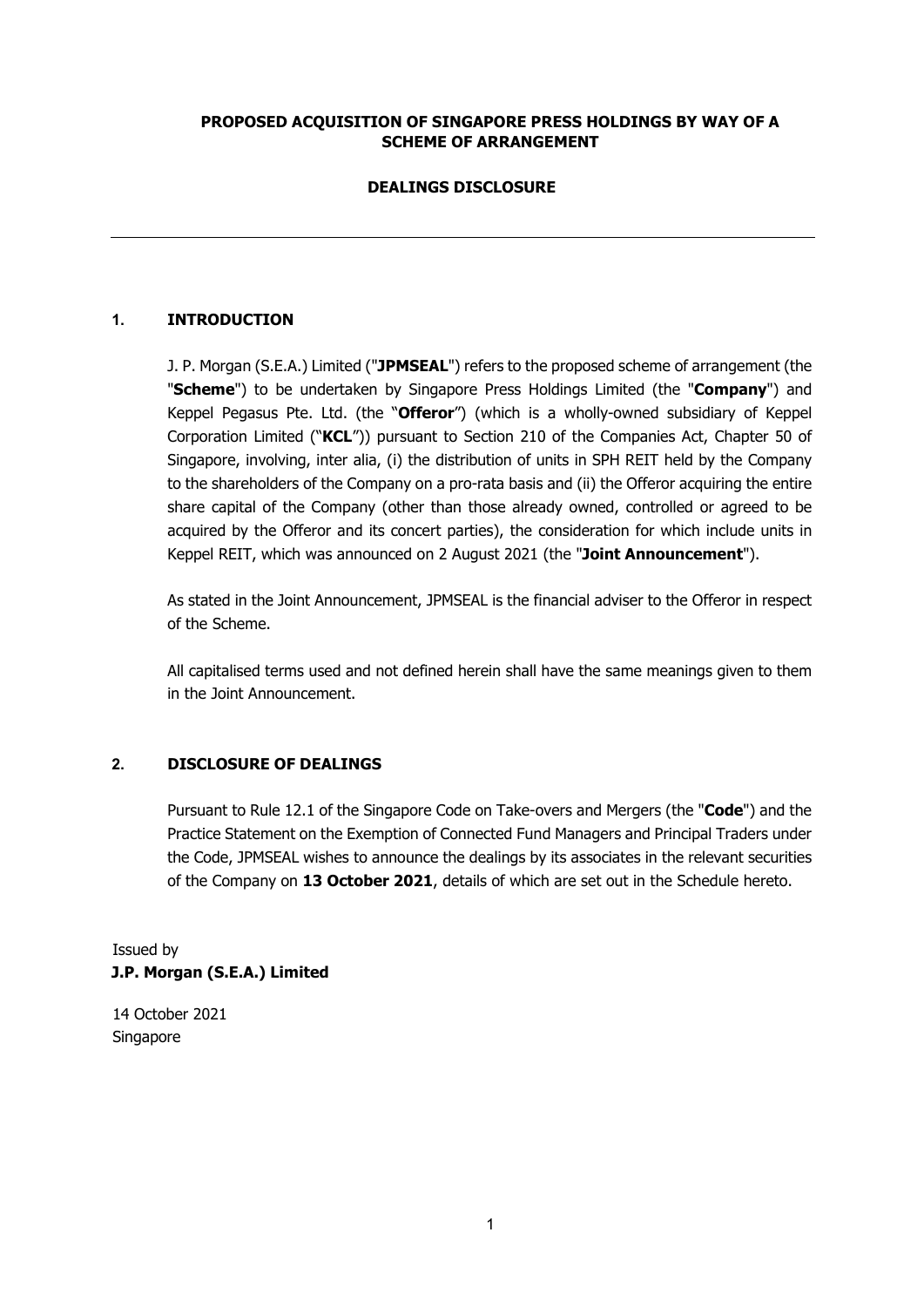**PROPOSED ACQUISITION OF SINGAPORE PRESS HOLDINGS BY WAY OF A SCHEME OF ARRANGEMENT**

**DEALINGS DISCLOSURE**

---

## 1. INTRODUCTION

J. P. Morgan (S.E.A.) Limited ("**JPMSEAL**") refers to the proposed scheme of arrangement (the "**Scheme**") to be undertaken by Singapore Press Holdings Limited (the "**Company**") and Keppel Pegasus Pte. Ltd. (the "**Offeror**") (which is a wholly-owned subsidiary of Keppel Corporation Limited ("**KCL**")) pursuant to Section 210 of the Companies Act, Chapter 50 of Singapore, involving, inter alia, (i) the distribution of units in SPH REIT held by the Company to the shareholders of the Company on a pro-rata basis and (ii) the Offeror acquiring the entire share capital of the Company (other than those already owned, controlled or agreed to be acquired by the Offeror and its concert parties), the consideration for which include units in Keppel REIT, which was announced on 2 August 2021 (the "**Joint Announcement**").

As stated in the Joint Announcement, JPMSEAL is the financial adviser to the Offeror in respect of the Scheme.

All capitalised terms used and not defined herein shall have the same meanings given to them in the Joint Announcement.

## 2. DISCLOSURE OF DEALINGS

Pursuant to Rule 12.1 of the Singapore Code on Take-overs and Mergers (the "**Code**") and the Practice Statement on the Exemption of Connected Fund Managers and Principal Traders under the Code, JPMSEAL wishes to announce the dealings by its associates in the relevant securities of the Company on **13 October 2021**, details of which are set out in the Schedule hereto.

Issued by
**J.P. Morgan (S.E.A.) Limited**

14 October 2021
Singapore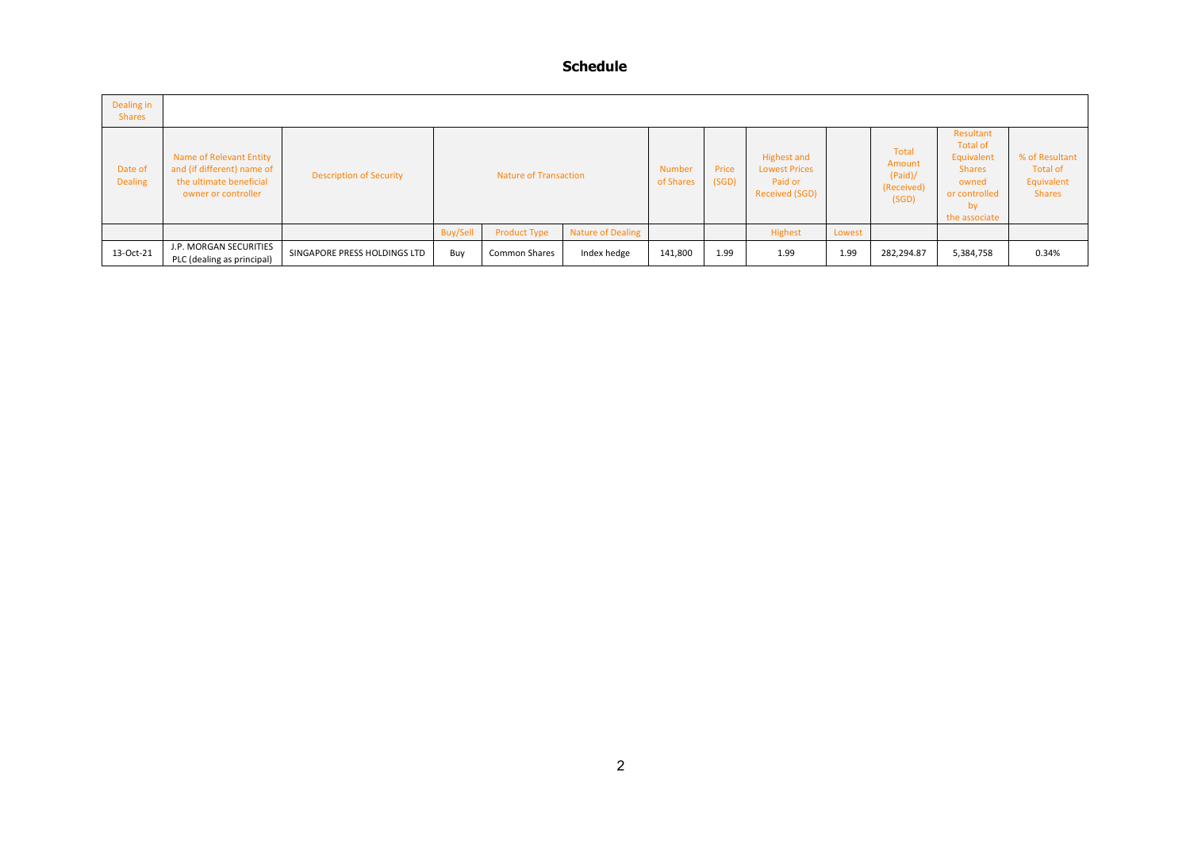**Schedule**

| Dealing in Shares | | | | | | | | | | | | | |
|---|---|---|---|---|---|---|---|---|---|---|---|---|---|
| Date of Dealing | Name of Relevant Entity and (if different) name of the ultimate beneficial owner or controller | Description of Security | Nature of Transaction | | | Number of Shares | Price (SGD) | Highest and Lowest Prices Paid or Received (SGD) | | Total Amount (Paid)/ (Received) (SGD) | Resultant Total of Equivalent Shares owned or controlled by the associate | % of Resultant Total of Equivalent Shares |
| | | | Buy/Sell | Product Type | Nature of Dealing | | | Highest | Lowest | | | |
| 13-Oct-21 | J.P. MORGAN SECURITIES PLC (dealing as principal) | SINGAPORE PRESS HOLDINGS LTD | Buy | Common Shares | Index hedge | 141,800 | 1.99 | 1.99 | 1.99 | 282,294.87 | 5,384,758 | 0.34% |